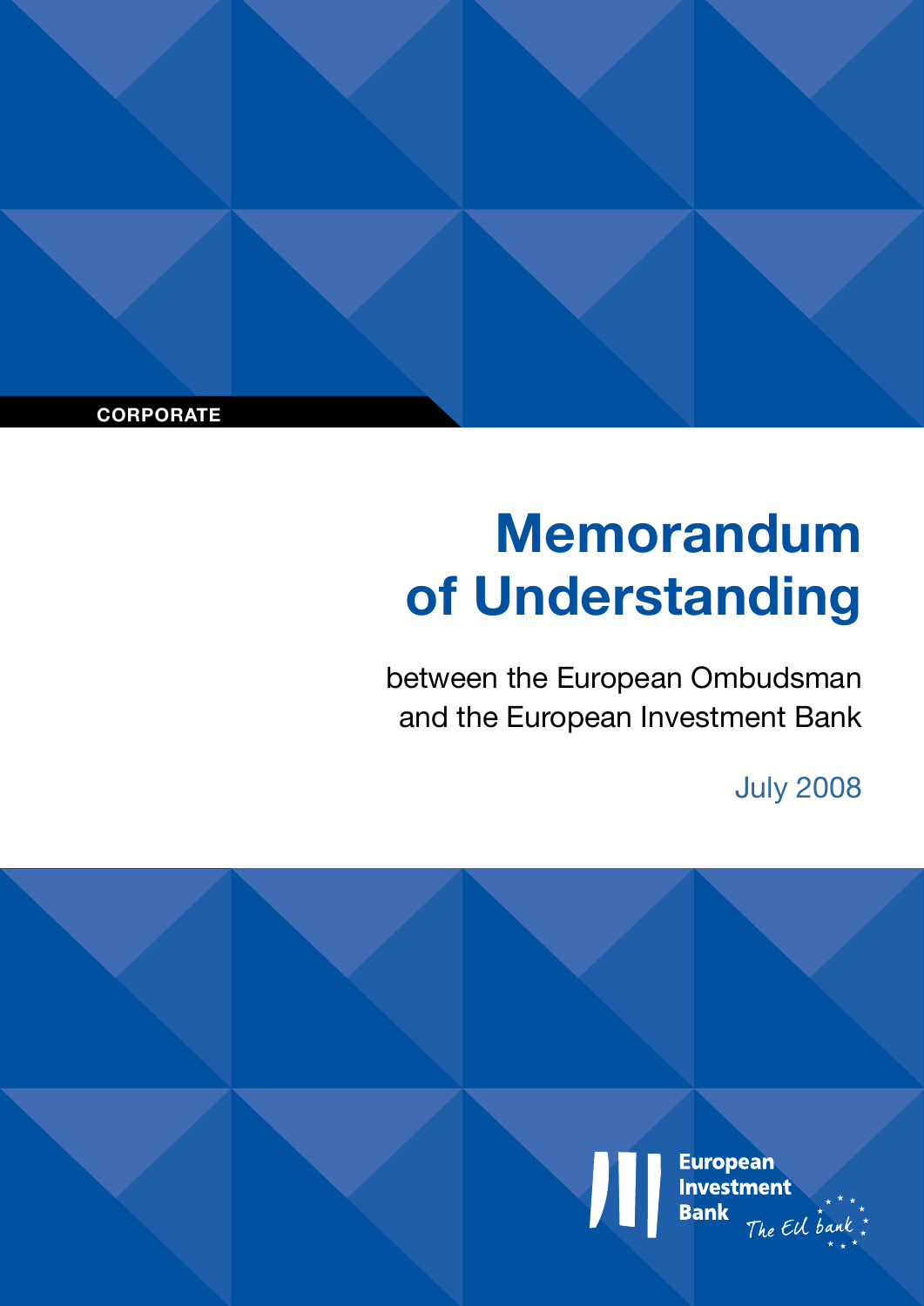CORPORATE

# Memorandum of Understanding

between the European Ombudsman and the European Investment Bank

July 2008

European Investment Bank

The EU bank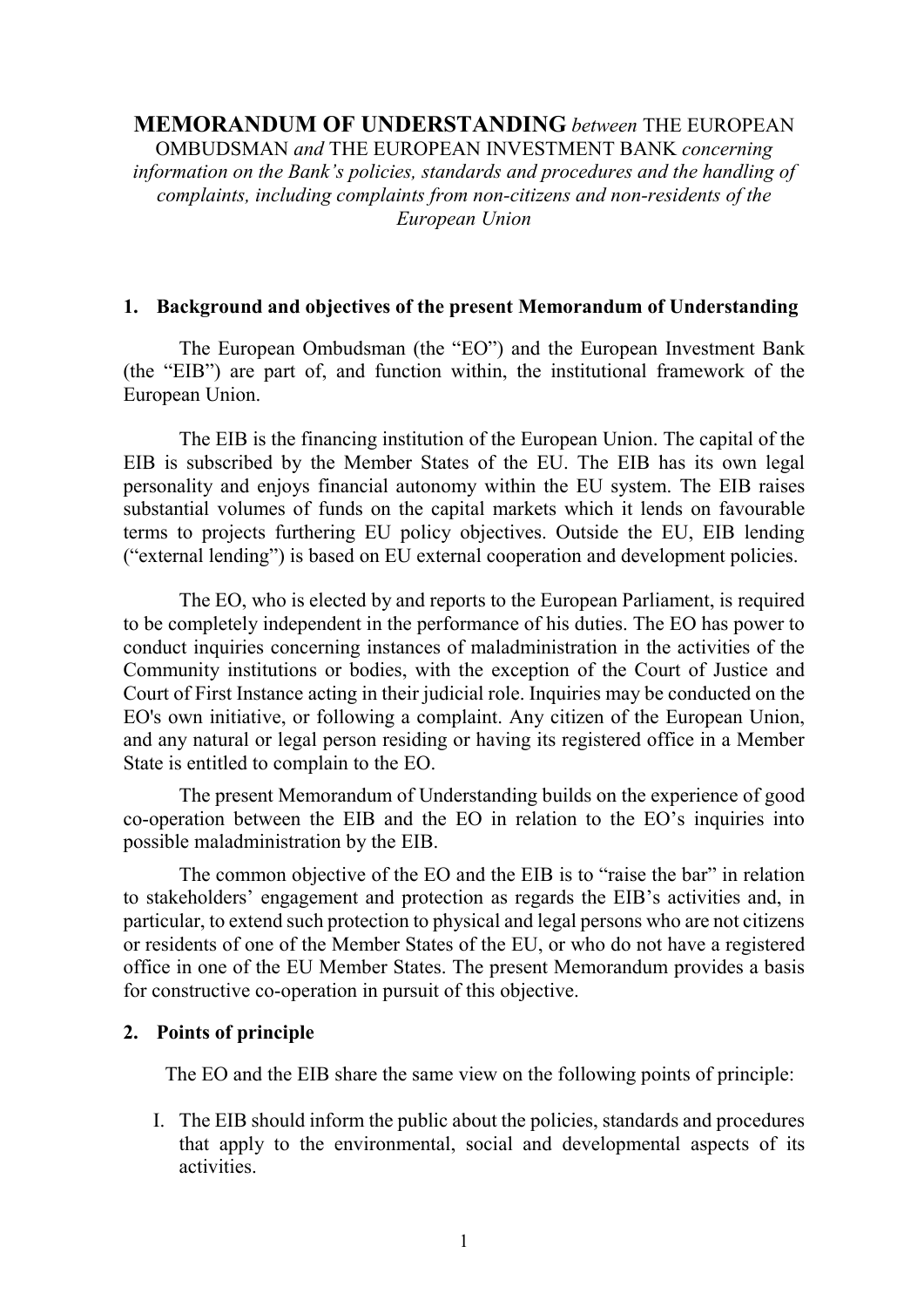**MEMORANDUM OF UNDERSTANDING** *between* THE EUROPEAN OMBUDSMAN *and* THE EUROPEAN INVESTMENT BANK *concerning information on the Bank's policies, standards and procedures and the handling of complaints, including complaints from non-citizens and non-residents of the European Union*

## 1. Background and objectives of the present Memorandum of Understanding

The European Ombudsman (the "EO") and the European Investment Bank (the "EIB") are part of, and function within, the institutional framework of the European Union.

The EIB is the financing institution of the European Union. The capital of the EIB is subscribed by the Member States of the EU. The EIB has its own legal personality and enjoys financial autonomy within the EU system. The EIB raises substantial volumes of funds on the capital markets which it lends on favourable terms to projects furthering EU policy objectives. Outside the EU, EIB lending ("external lending") is based on EU external cooperation and development policies.

The EO, who is elected by and reports to the European Parliament, is required to be completely independent in the performance of his duties. The EO has power to conduct inquiries concerning instances of maladministration in the activities of the Community institutions or bodies, with the exception of the Court of Justice and Court of First Instance acting in their judicial role. Inquiries may be conducted on the EO's own initiative, or following a complaint. Any citizen of the European Union, and any natural or legal person residing or having its registered office in a Member State is entitled to complain to the EO.

The present Memorandum of Understanding builds on the experience of good co-operation between the EIB and the EO in relation to the EO's inquiries into possible maladministration by the EIB.

The common objective of the EO and the EIB is to "raise the bar" in relation to stakeholders' engagement and protection as regards the EIB's activities and, in particular, to extend such protection to physical and legal persons who are not citizens or residents of one of the Member States of the EU, or who do not have a registered office in one of the EU Member States. The present Memorandum provides a basis for constructive co-operation in pursuit of this objective.

## 2. Points of principle

The EO and the EIB share the same view on the following points of principle:

I. The EIB should inform the public about the policies, standards and procedures that apply to the environmental, social and developmental aspects of its activities.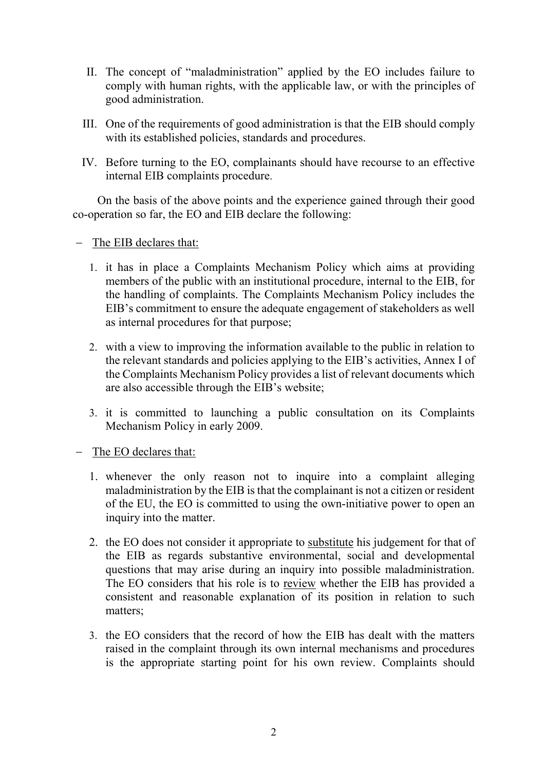II. The concept of "maladministration" applied by the EO includes failure to comply with human rights, with the applicable law, or with the principles of good administration.

III. One of the requirements of good administration is that the EIB should comply with its established policies, standards and procedures.

IV. Before turning to the EO, complainants should have recourse to an effective internal EIB complaints procedure.

On the basis of the above points and the experience gained through their good co-operation so far, the EO and EIB declare the following:

- <u>The EIB declares that:</u>

  1. it has in place a Complaints Mechanism Policy which aims at providing members of the public with an institutional procedure, internal to the EIB, for the handling of complaints. The Complaints Mechanism Policy includes the EIB's commitment to ensure the adequate engagement of stakeholders as well as internal procedures for that purpose;

  2. with a view to improving the information available to the public in relation to the relevant standards and policies applying to the EIB's activities, Annex I of the Complaints Mechanism Policy provides a list of relevant documents which are also accessible through the EIB's website;

  3. it is committed to launching a public consultation on its Complaints Mechanism Policy in early 2009.

- <u>The EO declares that:</u>

  1. whenever the only reason not to inquire into a complaint alleging maladministration by the EIB is that the complainant is not a citizen or resident of the EU, the EO is committed to using the own-initiative power to open an inquiry into the matter.

  2. the EO does not consider it appropriate to <u>substitute</u> his judgement for that of the EIB as regards substantive environmental, social and developmental questions that may arise during an inquiry into possible maladministration. The EO considers that his role is to <u>review</u> whether the EIB has provided a consistent and reasonable explanation of its position in relation to such matters;

  3. the EO considers that the record of how the EIB has dealt with the matters raised in the complaint through its own internal mechanisms and procedures is the appropriate starting point for his own review. Complaints should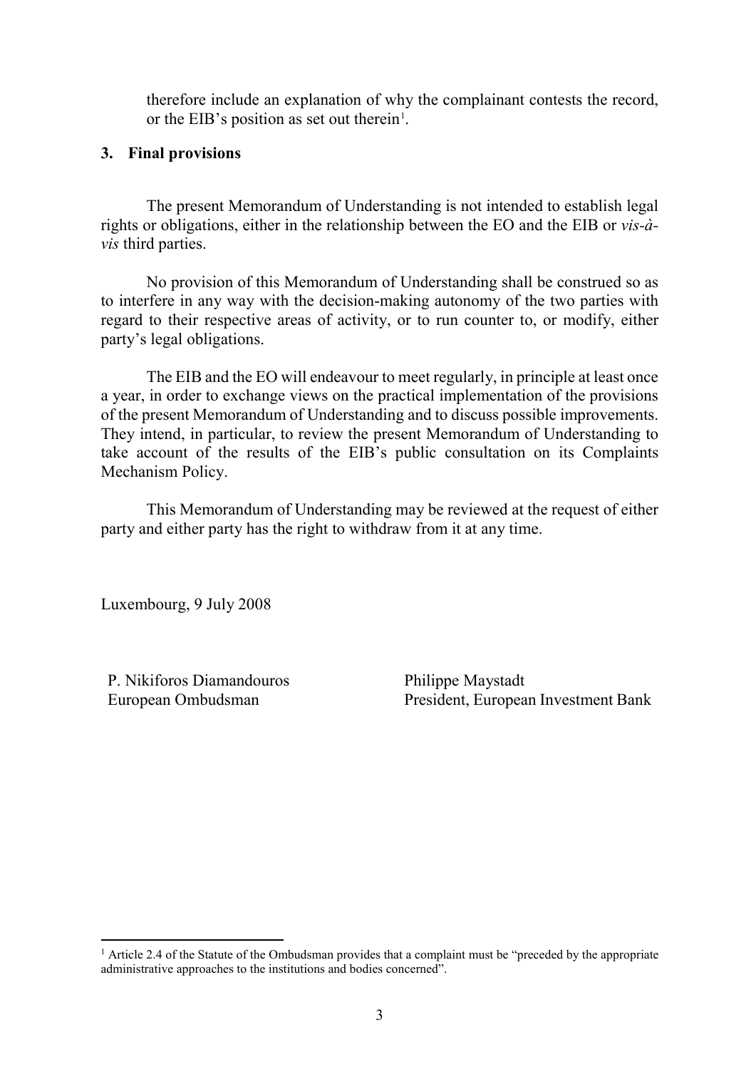therefore include an explanation of why the complainant contests the record, or the EIB's position as set out therein[1].

## 3. Final provisions

The present Memorandum of Understanding is not intended to establish legal rights or obligations, either in the relationship between the EO and the EIB or *vis-à-vis* third parties.

No provision of this Memorandum of Understanding shall be construed so as to interfere in any way with the decision-making autonomy of the two parties with regard to their respective areas of activity, or to run counter to, or modify, either party's legal obligations.

The EIB and the EO will endeavour to meet regularly, in principle at least once a year, in order to exchange views on the practical implementation of the provisions of the present Memorandum of Understanding and to discuss possible improvements. They intend, in particular, to review the present Memorandum of Understanding to take account of the results of the EIB's public consultation on its Complaints Mechanism Policy.

This Memorandum of Understanding may be reviewed at the request of either party and either party has the right to withdraw from it at any time.

Luxembourg, 9 July 2008

| | |
|---|---|
| P. Nikiforos Diamandouros | Philippe Maystadt |
| European Ombudsman | President, European Investment Bank |

[1] Article 2.4 of the Statute of the Ombudsman provides that a complaint must be "preceded by the appropriate administrative approaches to the institutions and bodies concerned".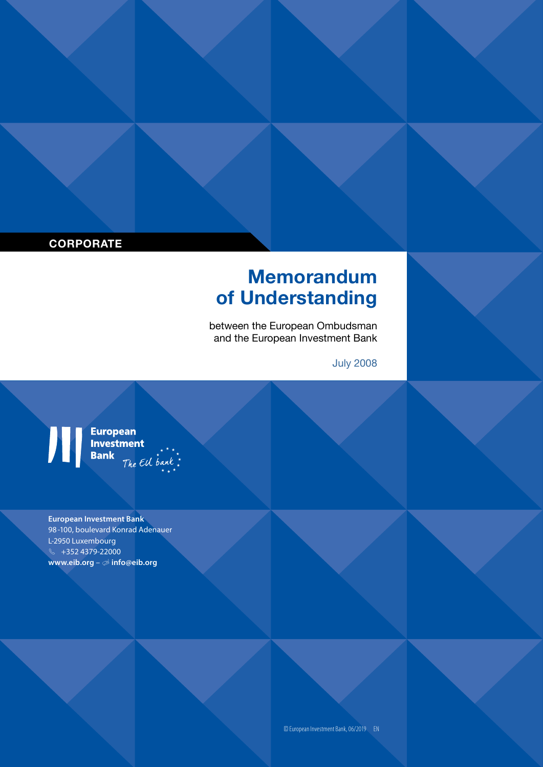CORPORATE

# Memorandum of Understanding

between the European Ombudsman and the European Investment Bank

July 2008

European Investment Bank
The EU bank

**European Investment Bank**
98-100, boulevard Konrad Adenauer
L-2950 Luxembourg
+352 4379-22000
**www.eib.org** – **info@eib.org**

© European Investment Bank, 06/2019 EN